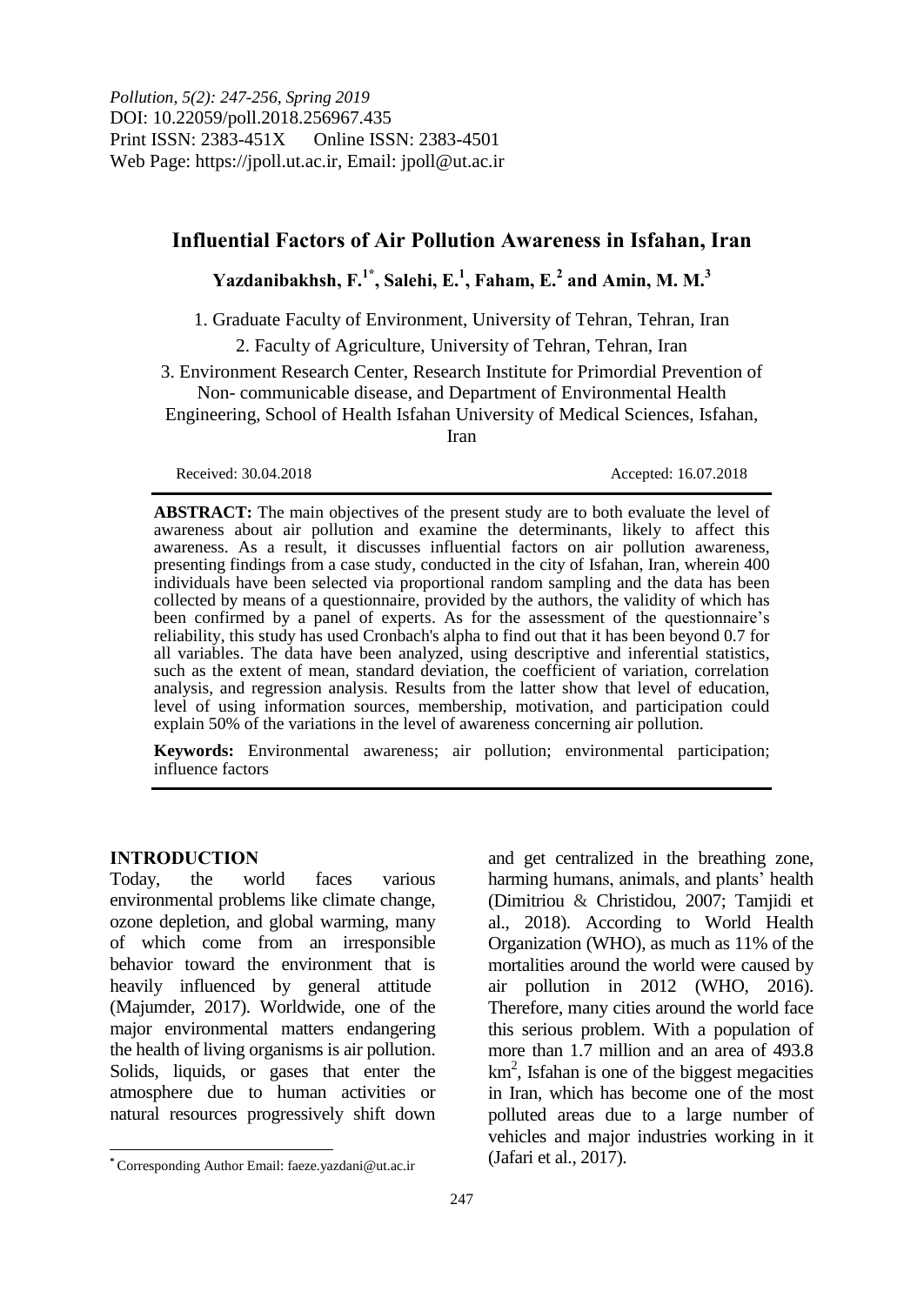*Pollution, 5(2): 247-256, Spring 2019*
DOI: 10.22059/poll.2018.256967.435
Print ISSN: 2383-451X Online ISSN: 2383-4501
Web Page: https://jpoll.ut.ac.ir, Email: jpoll@ut.ac.ir

# Influential Factors of Air Pollution Awareness in Isfahan, Iran

**Yazdanibakhsh, F.[1*], Salehi, E.[1], Faham, E.[2] and Amin, M. M.[3]**

1. Graduate Faculty of Environment, University of Tehran, Tehran, Iran
2. Faculty of Agriculture, University of Tehran, Tehran, Iran
3. Environment Research Center, Research Institute for Primordial Prevention of Non- communicable disease, and Department of Environmental Health Engineering, School of Health Isfahan University of Medical Sciences, Isfahan, Iran

Received: 30.04.2018 Accepted: 16.07.2018

**ABSTRACT:** The main objectives of the present study are to both evaluate the level of awareness about air pollution and examine the determinants, likely to affect this awareness. As a result, it discusses influential factors on air pollution awareness, presenting findings from a case study, conducted in the city of Isfahan, Iran, wherein 400 individuals have been selected via proportional random sampling and the data has been collected by means of a questionnaire, provided by the authors, the validity of which has been confirmed by a panel of experts. As for the assessment of the questionnaire's reliability, this study has used Cronbach's alpha to find out that it has been beyond 0.7 for all variables. The data have been analyzed, using descriptive and inferential statistics, such as the extent of mean, standard deviation, the coefficient of variation, correlation analysis, and regression analysis. Results from the latter show that level of education, level of using information sources, membership, motivation, and participation could explain 50% of the variations in the level of awareness concerning air pollution.

**Keywords:** Environmental awareness; air pollution; environmental participation; influence factors

## INTRODUCTION

Today, the world faces various environmental problems like climate change, ozone depletion, and global warming, many of which come from an irresponsible behavior toward the environment that is heavily influenced by general attitude (Majumder, 2017). Worldwide, one of the major environmental matters endangering the health of living organisms is air pollution. Solids, liquids, or gases that enter the atmosphere due to human activities or natural resources progressively shift down and get centralized in the breathing zone, harming humans, animals, and plants' health (Dimitriou & Christidou, 2007; Tamjidi et al., 2018). According to World Health Organization (WHO), as much as 11% of the mortalities around the world were caused by air pollution in 2012 (WHO, 2016). Therefore, many cities around the world face this serious problem. With a population of more than 1.7 million and an area of 493.8 $km^2$, Isfahan is one of the biggest megacities in Iran, which has become one of the most polluted areas due to a large number of vehicles and major industries working in it (Jafari et al., 2017).

* Corresponding Author Email: faeze.yazdani@ut.ac.ir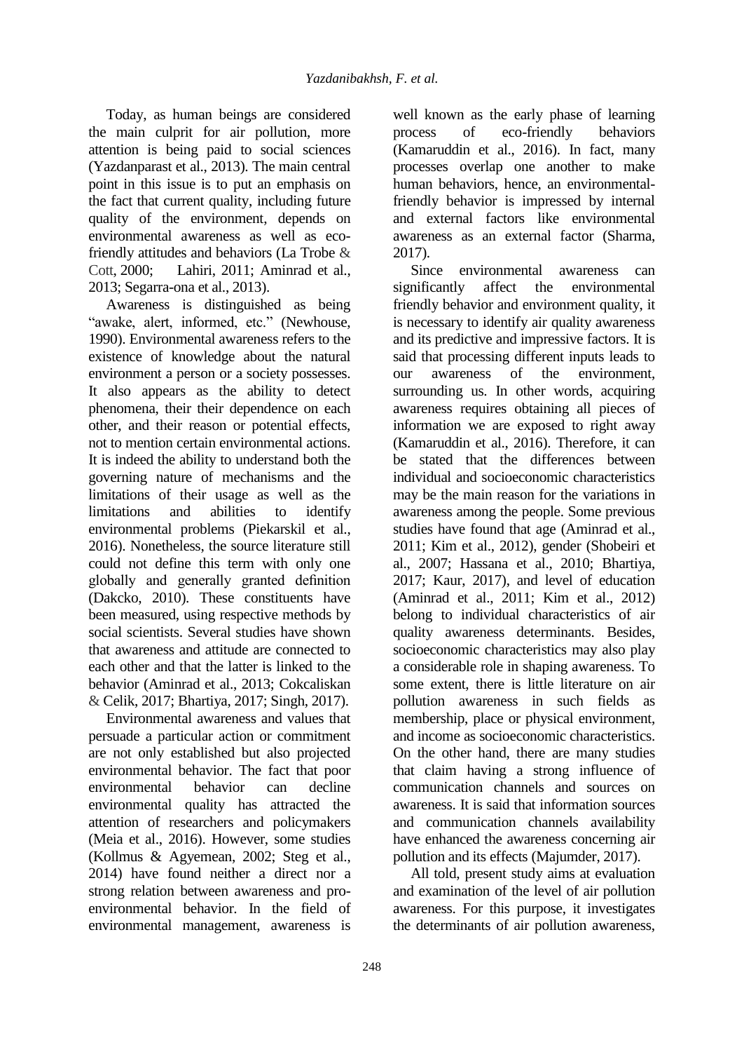Today, as human beings are considered the main culprit for air pollution, more attention is being paid to social sciences (Yazdanparast et al., 2013). The main central point in this issue is to put an emphasis on the fact that current quality, including future quality of the environment, depends on environmental awareness as well as eco-friendly attitudes and behaviors (La Trobe & Cott, 2000; Lahiri, 2011; Aminrad et al., 2013; Segarra-ona et al., 2013).

Awareness is distinguished as being "awake, alert, informed, etc." (Newhouse, 1990). Environmental awareness refers to the existence of knowledge about the natural environment a person or a society possesses. It also appears as the ability to detect phenomena, their their dependence on each other, and their reason or potential effects, not to mention certain environmental actions. It is indeed the ability to understand both the governing nature of mechanisms and the limitations of their usage as well as the limitations and abilities to identify environmental problems (Piekarskil et al., 2016). Nonetheless, the source literature still could not define this term with only one globally and generally granted definition (Dakcko, 2010). These constituents have been measured, using respective methods by social scientists. Several studies have shown that awareness and attitude are connected to each other and that the latter is linked to the behavior (Aminrad et al., 2013; Cokcaliskan & Celik, 2017; Bhartiya, 2017; Singh, 2017).

Environmental awareness and values that persuade a particular action or commitment are not only established but also projected environmental behavior. The fact that poor environmental behavior can decline environmental quality has attracted the attention of researchers and policymakers (Meia et al., 2016). However, some studies (Kollmus & Agyemean, 2002; Steg et al., 2014) have found neither a direct nor a strong relation between awareness and pro-environmental behavior. In the field of environmental management, awareness is well known as the early phase of learning process of eco-friendly behaviors (Kamaruddin et al., 2016). In fact, many processes overlap one another to make human behaviors, hence, an environmental-friendly behavior is impressed by internal and external factors like environmental awareness as an external factor (Sharma, 2017).

Since environmental awareness can significantly affect the environmental friendly behavior and environment quality, it is necessary to identify air quality awareness and its predictive and impressive factors. It is said that processing different inputs leads to our awareness of the environment, surrounding us. In other words, acquiring awareness requires obtaining all pieces of information we are exposed to right away (Kamaruddin et al., 2016). Therefore, it can be stated that the differences between individual and socioeconomic characteristics may be the main reason for the variations in awareness among the people. Some previous studies have found that age (Aminrad et al., 2011; Kim et al., 2012), gender (Shobeiri et al., 2007; Hassana et al., 2010; Bhartiya, 2017; Kaur, 2017), and level of education (Aminrad et al., 2011; Kim et al., 2012) belong to individual characteristics of air quality awareness determinants. Besides, socioeconomic characteristics may also play a considerable role in shaping awareness. To some extent, there is little literature on air pollution awareness in such fields as membership, place or physical environment, and income as socioeconomic characteristics. On the other hand, there are many studies that claim having a strong influence of communication channels and sources on awareness. It is said that information sources and communication channels availability have enhanced the awareness concerning air pollution and its effects (Majumder, 2017).

All told, present study aims at evaluation and examination of the level of air pollution awareness. For this purpose, it investigates the determinants of air pollution awareness,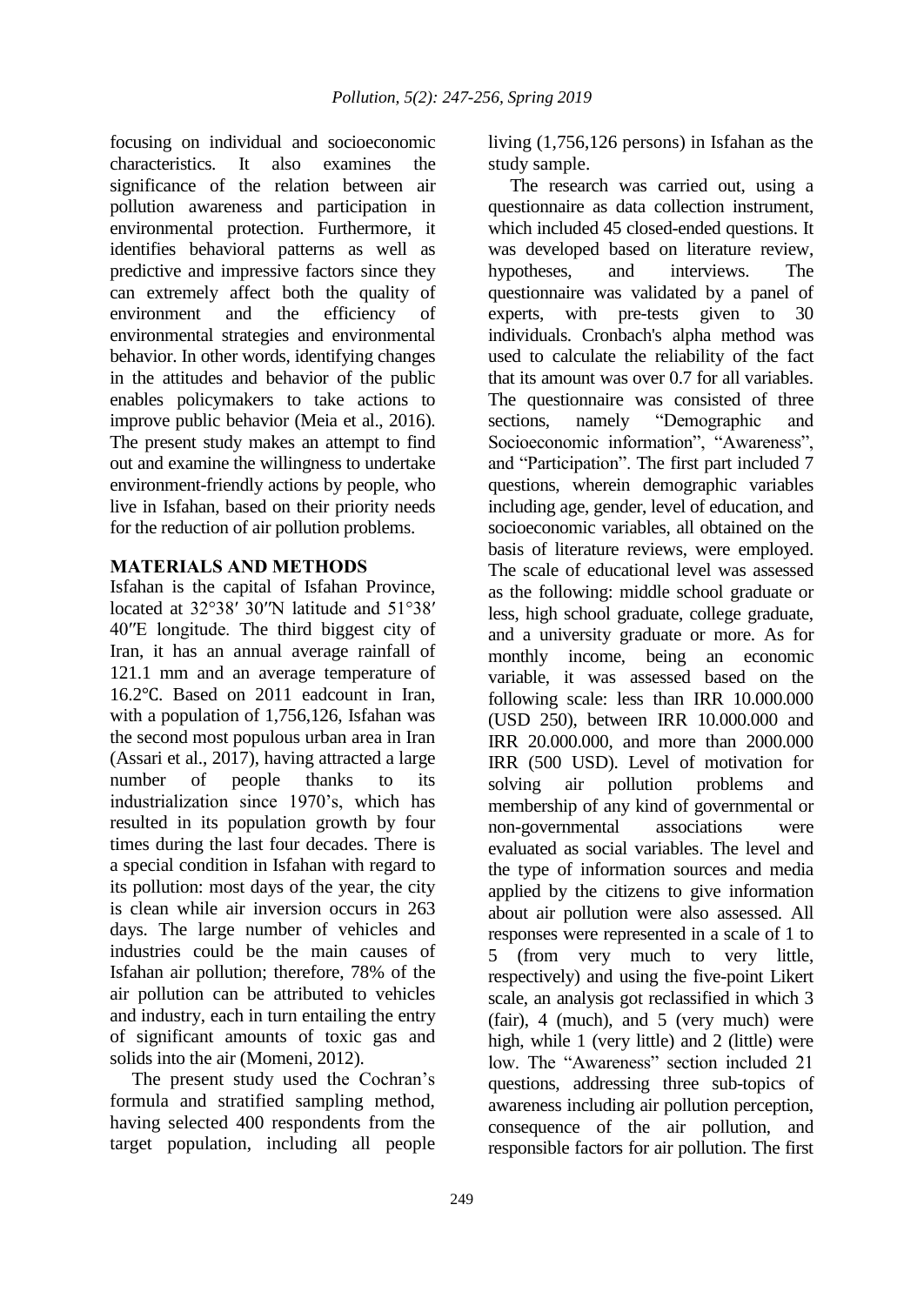focusing on individual and socioeconomic characteristics. It also examines the significance of the relation between air pollution awareness and participation in environmental protection. Furthermore, it identifies behavioral patterns as well as predictive and impressive factors since they can extremely affect both the quality of environment and the efficiency of environmental strategies and environmental behavior. In other words, identifying changes in the attitudes and behavior of the public enables policymakers to take actions to improve public behavior (Meia et al., 2016). The present study makes an attempt to find out and examine the willingness to undertake environment-friendly actions by people, who live in Isfahan, based on their priority needs for the reduction of air pollution problems.

## MATERIALS AND METHODS

Isfahan is the capital of Isfahan Province, located at 32°38′ 30″N latitude and 51°38′ 40″E longitude. The third biggest city of Iran, it has an annual average rainfall of 121.1 mm and an average temperature of 16.2℃. Based on 2011 eadcount in Iran, with a population of 1,756,126, Isfahan was the second most populous urban area in Iran (Assari et al., 2017), having attracted a large number of people thanks to its industrialization since 1970's, which has resulted in its population growth by four times during the last four decades. There is a special condition in Isfahan with regard to its pollution: most days of the year, the city is clean while air inversion occurs in 263 days. The large number of vehicles and industries could be the main causes of Isfahan air pollution; therefore, 78% of the air pollution can be attributed to vehicles and industry, each in turn entailing the entry of significant amounts of toxic gas and solids into the air (Momeni, 2012).

The present study used the Cochran's formula and stratified sampling method, having selected 400 respondents from the target population, including all people living (1,756,126 persons) in Isfahan as the study sample.

The research was carried out, using a questionnaire as data collection instrument, which included 45 closed-ended questions. It was developed based on literature review, hypotheses, and interviews. The questionnaire was validated by a panel of experts, with pre-tests given to 30 individuals. Cronbach's alpha method was used to calculate the reliability of the fact that its amount was over 0.7 for all variables. The questionnaire was consisted of three sections, namely "Demographic and Socioeconomic information", "Awareness", and "Participation". The first part included 7 questions, wherein demographic variables including age, gender, level of education, and socioeconomic variables, all obtained on the basis of literature reviews, were employed. The scale of educational level was assessed as the following: middle school graduate or less, high school graduate, college graduate, and a university graduate or more. As for monthly income, being an economic variable, it was assessed based on the following scale: less than IRR 10.000.000 (USD 250), between IRR 10.000.000 and IRR 20.000.000, and more than 2000.000 IRR (500 USD). Level of motivation for solving air pollution problems and membership of any kind of governmental or non-governmental associations were evaluated as social variables. The level and the type of information sources and media applied by the citizens to give information about air pollution were also assessed. All responses were represented in a scale of 1 to 5 (from very much to very little, respectively) and using the five-point Likert scale, an analysis got reclassified in which 3 (fair), 4 (much), and 5 (very much) were high, while 1 (very little) and 2 (little) were low. The "Awareness" section included 21 questions, addressing three sub-topics of awareness including air pollution perception, consequence of the air pollution, and responsible factors for air pollution. The first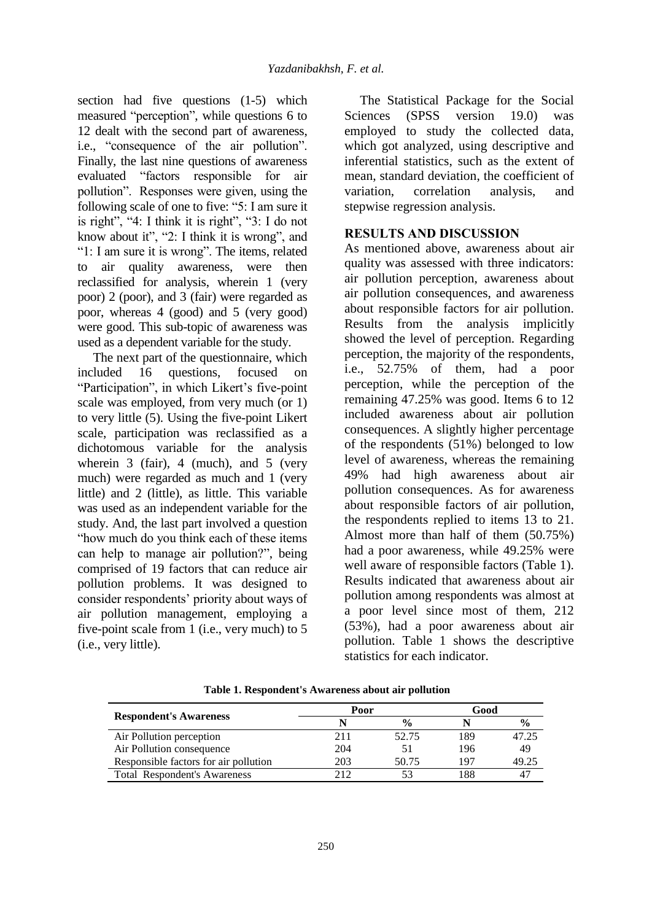section had five questions (1-5) which measured "perception", while questions 6 to 12 dealt with the second part of awareness, i.e., "consequence of the air pollution". Finally, the last nine questions of awareness evaluated "factors responsible for air pollution". Responses were given, using the following scale of one to five: "5: I am sure it is right", "4: I think it is right", "3: I do not know about it", "2: I think it is wrong", and "1: I am sure it is wrong". The items, related to air quality awareness, were then reclassified for analysis, wherein 1 (very poor) 2 (poor), and 3 (fair) were regarded as poor, whereas 4 (good) and 5 (very good) were good. This sub-topic of awareness was used as a dependent variable for the study.

The next part of the questionnaire, which included 16 questions, focused on "Participation", in which Likert's five-point scale was employed, from very much (or 1) to very little (5). Using the five-point Likert scale, participation was reclassified as a dichotomous variable for the analysis wherein 3 (fair), 4 (much), and 5 (very much) were regarded as much and 1 (very little) and 2 (little), as little. This variable was used as an independent variable for the study. And, the last part involved a question "how much do you think each of these items can help to manage air pollution?", being comprised of 19 factors that can reduce air pollution problems. It was designed to consider respondents' priority about ways of air pollution management, employing a five-point scale from 1 (i.e., very much) to 5 (i.e., very little).

The Statistical Package for the Social Sciences (SPSS version 19.0) was employed to study the collected data, which got analyzed, using descriptive and inferential statistics, such as the extent of mean, standard deviation, the coefficient of variation, correlation analysis, and stepwise regression analysis.

## RESULTS AND DISCUSSION

As mentioned above, awareness about air quality was assessed with three indicators: air pollution perception, awareness about air pollution consequences, and awareness about responsible factors for air pollution. Results from the analysis implicitly showed the level of perception. Regarding perception, the majority of the respondents, i.e., 52.75% of them, had a poor perception, while the perception of the remaining 47.25% was good. Items 6 to 12 included awareness about air pollution consequences. A slightly higher percentage of the respondents (51%) belonged to low level of awareness, whereas the remaining 49% had high awareness about air pollution consequences. As for awareness about responsible factors of air pollution, the respondents replied to items 13 to 21. Almost more than half of them (50.75%) had a poor awareness, while 49.25% were well aware of responsible factors (Table 1). Results indicated that awareness about air pollution among respondents was almost at a poor level since most of them, 212 (53%), had a poor awareness about air pollution. Table 1 shows the descriptive statistics for each indicator.

**Table 1. Respondent's Awareness about air pollution**

| Respondent's Awareness | Poor | | Good | |
|---|---|---|---|---|
| | N | % | N | % |
| Air Pollution perception | 211 | 52.75 | 189 | 47.25 |
| Air Pollution consequence | 204 | 51 | 196 | 49 |
| Responsible factors for air pollution | 203 | 50.75 | 197 | 49.25 |
| Total Respondent's Awareness | 212 | 53 | 188 | 47 |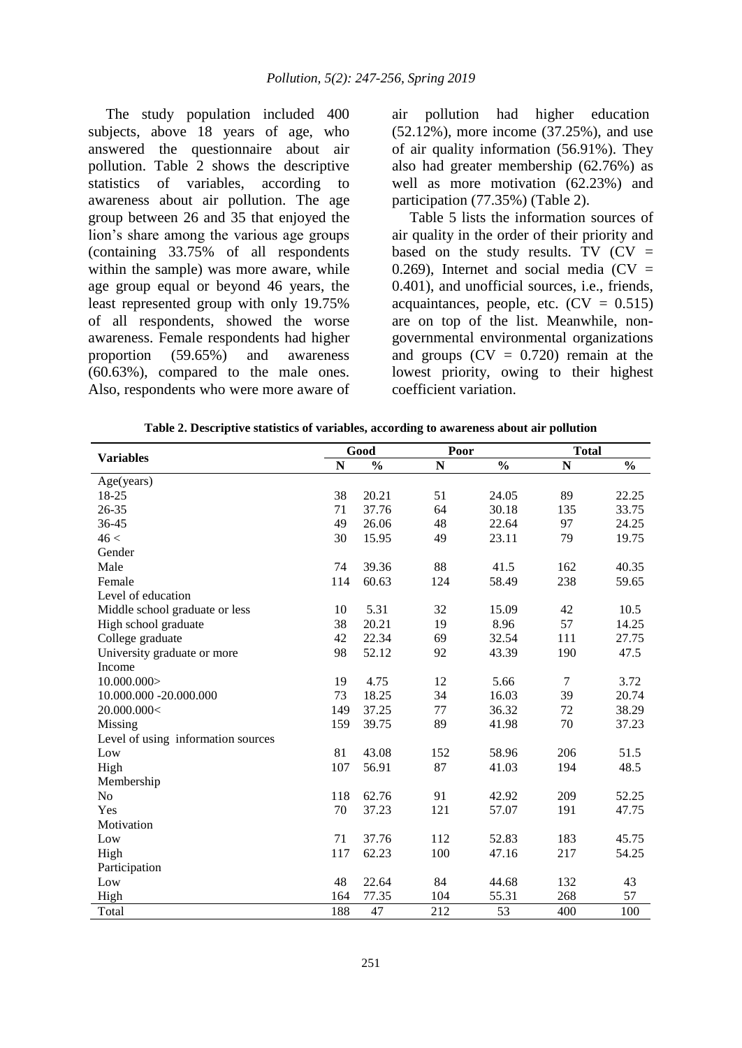The study population included 400 subjects, above 18 years of age, who answered the questionnaire about air pollution. Table 2 shows the descriptive statistics of variables, according to awareness about air pollution. The age group between 26 and 35 that enjoyed the lion's share among the various age groups (containing 33.75% of all respondents within the sample) was more aware, while age group equal or beyond 46 years, the least represented group with only 19.75% of all respondents, showed the worse awareness. Female respondents had higher proportion (59.65%) and awareness (60.63%), compared to the male ones. Also, respondents who were more aware of air pollution had higher education (52.12%), more income (37.25%), and use of air quality information (56.91%). They also had greater membership (62.76%) as well as more motivation (62.23%) and participation (77.35%) (Table 2).

Table 5 lists the information sources of air quality in the order of their priority and based on the study results. TV (CV = 0.269), Internet and social media (CV = 0.401), and unofficial sources, i.e., friends, acquaintances, people, etc. (CV = 0.515) are on top of the list. Meanwhile, non-governmental environmental organizations and groups (CV = 0.720) remain at the lowest priority, owing to their highest coefficient variation.

**Table 2. Descriptive statistics of variables, according to awareness about air pollution**

| Variables | Good | | Poor | | Total | |
|---|---|---|---|---|---|---|
| | N | % | N | % | N | % |
| Age(years) | | | | | | |
| 18-25 | 38 | 20.21 | 51 | 24.05 | 89 | 22.25 |
| 26-35 | 71 | 37.76 | 64 | 30.18 | 135 | 33.75 |
| 36-45 | 49 | 26.06 | 48 | 22.64 | 97 | 24.25 |
| 46 < | 30 | 15.95 | 49 | 23.11 | 79 | 19.75 |
| Gender | | | | | | |
| Male | 74 | 39.36 | 88 | 41.5 | 162 | 40.35 |
| Female | 114 | 60.63 | 124 | 58.49 | 238 | 59.65 |
| Level of education | | | | | | |
| Middle school graduate or less | 10 | 5.31 | 32 | 15.09 | 42 | 10.5 |
| High school graduate | 38 | 20.21 | 19 | 8.96 | 57 | 14.25 |
| College graduate | 42 | 22.34 | 69 | 32.54 | 111 | 27.75 |
| University graduate or more | 98 | 52.12 | 92 | 43.39 | 190 | 47.5 |
| Income | | | | | | |
| 10.000.000> | 19 | 4.75 | 12 | 5.66 | 7 | 3.72 |
| 10.000.000 -20.000.000 | 73 | 18.25 | 34 | 16.03 | 39 | 20.74 |
| 20.000.000< | 149 | 37.25 | 77 | 36.32 | 72 | 38.29 |
| Missing | 159 | 39.75 | 89 | 41.98 | 70 | 37.23 |
| Level of using information sources | | | | | | |
| Low | 81 | 43.08 | 152 | 58.96 | 206 | 51.5 |
| High | 107 | 56.91 | 87 | 41.03 | 194 | 48.5 |
| Membership | | | | | | |
| No | 118 | 62.76 | 91 | 42.92 | 209 | 52.25 |
| Yes | 70 | 37.23 | 121 | 57.07 | 191 | 47.75 |
| Motivation | | | | | | |
| Low | 71 | 37.76 | 112 | 52.83 | 183 | 45.75 |
| High | 117 | 62.23 | 100 | 47.16 | 217 | 54.25 |
| Participation | | | | | | |
| Low | 48 | 22.64 | 84 | 44.68 | 132 | 43 |
| High | 164 | 77.35 | 104 | 55.31 | 268 | 57 |
| Total | 188 | 47 | 212 | 53 | 400 | 100 |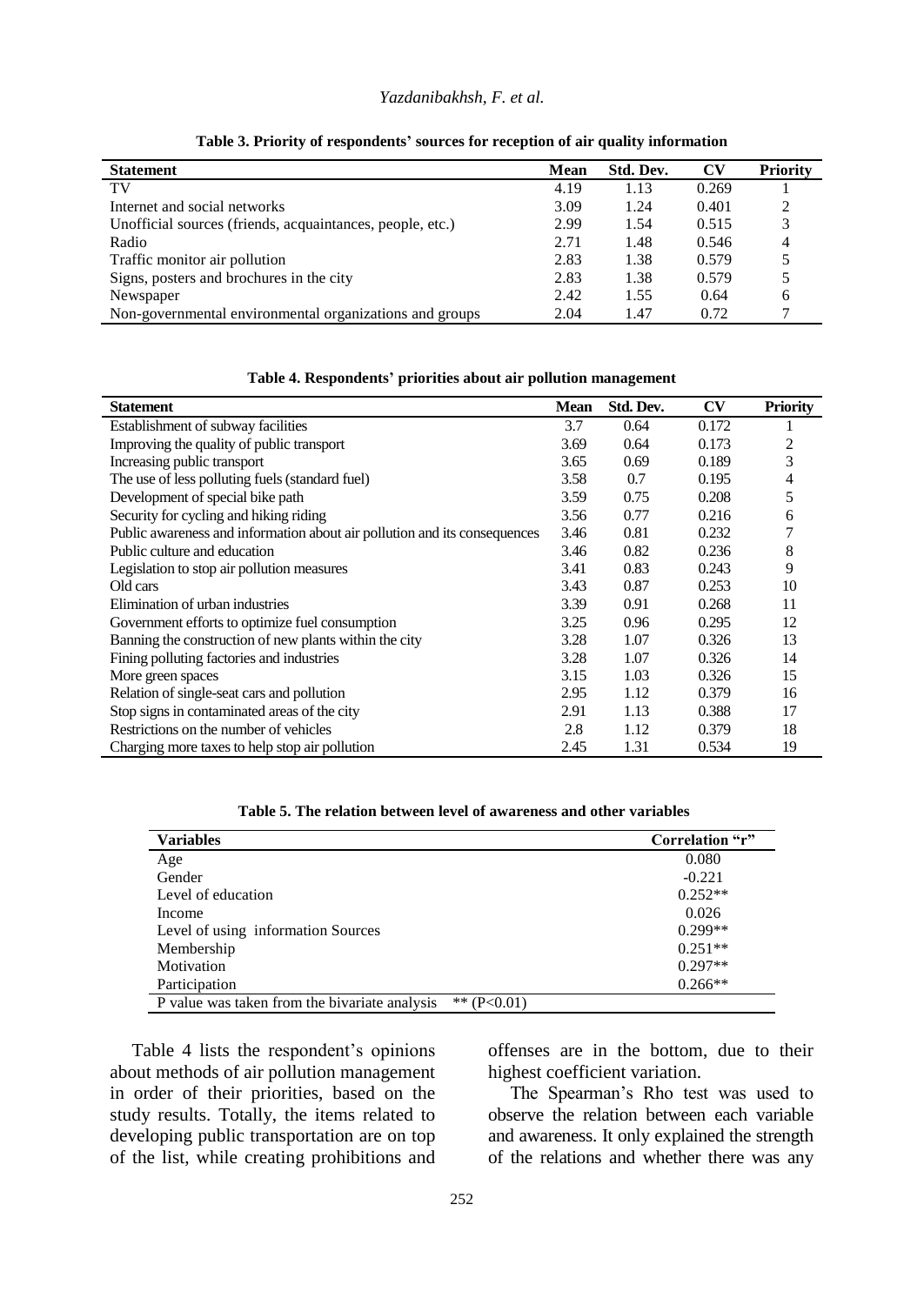**Table 3. Priority of respondents' sources for reception of air quality information**

| Statement | Mean | Std. Dev. | CV | Priority |
|---|---|---|---|---|
| TV | 4.19 | 1.13 | 0.269 | 1 |
| Internet and social networks | 3.09 | 1.24 | 0.401 | 2 |
| Unofficial sources (friends, acquaintances, people, etc.) | 2.99 | 1.54 | 0.515 | 3 |
| Radio | 2.71 | 1.48 | 0.546 | 4 |
| Traffic monitor air pollution | 2.83 | 1.38 | 0.579 | 5 |
| Signs, posters and brochures in the city | 2.83 | 1.38 | 0.579 | 5 |
| Newspaper | 2.42 | 1.55 | 0.64 | 6 |
| Non-governmental environmental organizations and groups | 2.04 | 1.47 | 0.72 | 7 |

**Table 4. Respondents' priorities about air pollution management**

| Statement | Mean | Std. Dev. | CV | Priority |
|---|---|---|---|---|
| Establishment of subway facilities | 3.7 | 0.64 | 0.172 | 1 |
| Improving the quality of public transport | 3.69 | 0.64 | 0.173 | 2 |
| Increasing public transport | 3.65 | 0.69 | 0.189 | 3 |
| The use of less polluting fuels (standard fuel) | 3.58 | 0.7 | 0.195 | 4 |
| Development of special bike path | 3.59 | 0.75 | 0.208 | 5 |
| Security for cycling and hiking riding | 3.56 | 0.77 | 0.216 | 6 |
| Public awareness and information about air pollution and its consequences | 3.46 | 0.81 | 0.232 | 7 |
| Public culture and education | 3.46 | 0.82 | 0.236 | 8 |
| Legislation to stop air pollution measures | 3.41 | 0.83 | 0.243 | 9 |
| Old cars | 3.43 | 0.87 | 0.253 | 10 |
| Elimination of urban industries | 3.39 | 0.91 | 0.268 | 11 |
| Government efforts to optimize fuel consumption | 3.25 | 0.96 | 0.295 | 12 |
| Banning the construction of new plants within the city | 3.28 | 1.07 | 0.326 | 13 |
| Fining polluting factories and industries | 3.28 | 1.07 | 0.326 | 14 |
| More green spaces | 3.15 | 1.03 | 0.326 | 15 |
| Relation of single-seat cars and pollution | 2.95 | 1.12 | 0.379 | 16 |
| Stop signs in contaminated areas of the city | 2.91 | 1.13 | 0.388 | 17 |
| Restrictions on the number of vehicles | 2.8 | 1.12 | 0.379 | 18 |
| Charging more taxes to help stop air pollution | 2.45 | 1.31 | 0.534 | 19 |

**Table 5. The relation between level of awareness and other variables**

| Variables | Correlation "r" |
|---|---|
| Age | 0.080 |
| Gender | -0.221 |
| Level of education | 0.252** |
| Income | 0.026 |
| Level of using information Sources | 0.299** |
| Membership | 0.251** |
| Motivation | 0.297** |
| Participation | 0.266** |
| P value was taken from the bivariate analysis ** ($P<0.01$) | |

Table 4 lists the respondent's opinions about methods of air pollution management in order of their priorities, based on the study results. Totally, the items related to developing public transportation are on top of the list, while creating prohibitions and offenses are in the bottom, due to their highest coefficient variation.

The Spearman's Rho test was used to observe the relation between each variable and awareness. It only explained the strength of the relations and whether there was any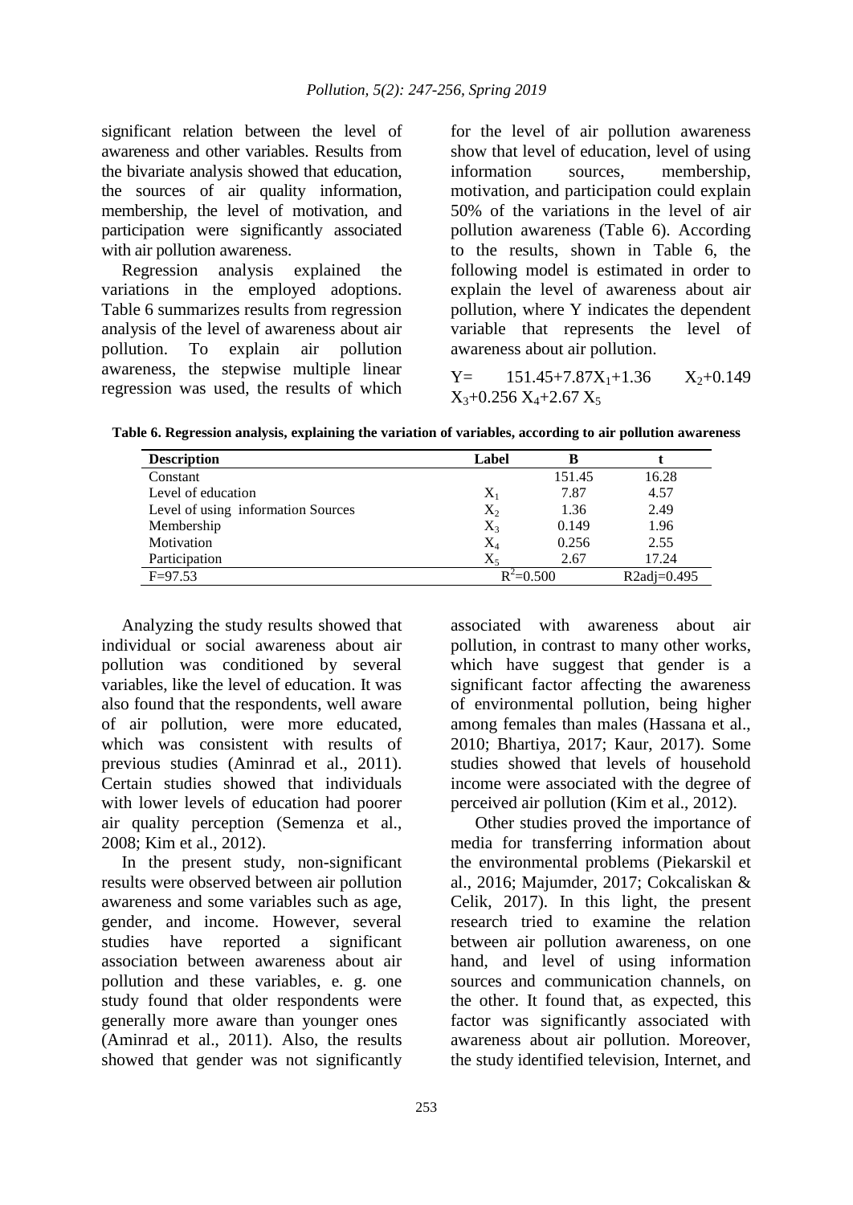significant relation between the level of awareness and other variables. Results from the bivariate analysis showed that education, the sources of air quality information, membership, the level of motivation, and participation were significantly associated with air pollution awareness.

Regression analysis explained the variations in the employed adoptions. Table 6 summarizes results from regression analysis of the level of awareness about air pollution. To explain air pollution awareness, the stepwise multiple linear regression was used, the results of which for the level of air pollution awareness show that level of education, level of using information sources, membership, motivation, and participation could explain 50% of the variations in the level of air pollution awareness (Table 6). According to the results, shown in Table 6, the following model is estimated in order to explain the level of awareness about air pollution, where Y indicates the dependent variable that represents the level of awareness about air pollution.

$$Y= 151.45+7.87X_1+1.36 X_2+0.149 X_3+0.256 X_4+2.67 X_5$$

**Table 6. Regression analysis, explaining the variation of variables, according to air pollution awareness**

| Description | Label | B | t |
|---|---|---|---|
| Constant | | 151.45 | 16.28 |
| Level of education | $X_1$ | 7.87 | 4.57 |
| Level of using information Sources | $X_2$ | 1.36 | 2.49 |
| Membership | $X_3$ | 0.149 | 1.96 |
| Motivation | $X_4$ | 0.256 | 2.55 |
| Participation | $X_5$ | 2.67 | 17.24 |
| F=97.53 | $R^2$=0.500 | | R2adj=0.495 |

Analyzing the study results showed that individual or social awareness about air pollution was conditioned by several variables, like the level of education. It was also found that the respondents, well aware of air pollution, were more educated, which was consistent with results of previous studies (Aminrad et al., 2011). Certain studies showed that individuals with lower levels of education had poorer air quality perception (Semenza et al., 2008; Kim et al., 2012).

In the present study, non-significant results were observed between air pollution awareness and some variables such as age, gender, and income. However, several studies have reported a significant association between awareness about air pollution and these variables, e. g. one study found that older respondents were generally more aware than younger ones (Aminrad et al., 2011). Also, the results showed that gender was not significantly associated with awareness about air pollution, in contrast to many other works, which have suggest that gender is a significant factor affecting the awareness of environmental pollution, being higher among females than males (Hassana et al., 2010; Bhartiya, 2017; Kaur, 2017). Some studies showed that levels of household income were associated with the degree of perceived air pollution (Kim et al., 2012).

Other studies proved the importance of media for transferring information about the environmental problems (Piekarskil et al., 2016; Majumder, 2017; Cokcaliskan & Celik, 2017). In this light, the present research tried to examine the relation between air pollution awareness, on one hand, and level of using information sources and communication channels, on the other. It found that, as expected, this factor was significantly associated with awareness about air pollution. Moreover, the study identified television, Internet, and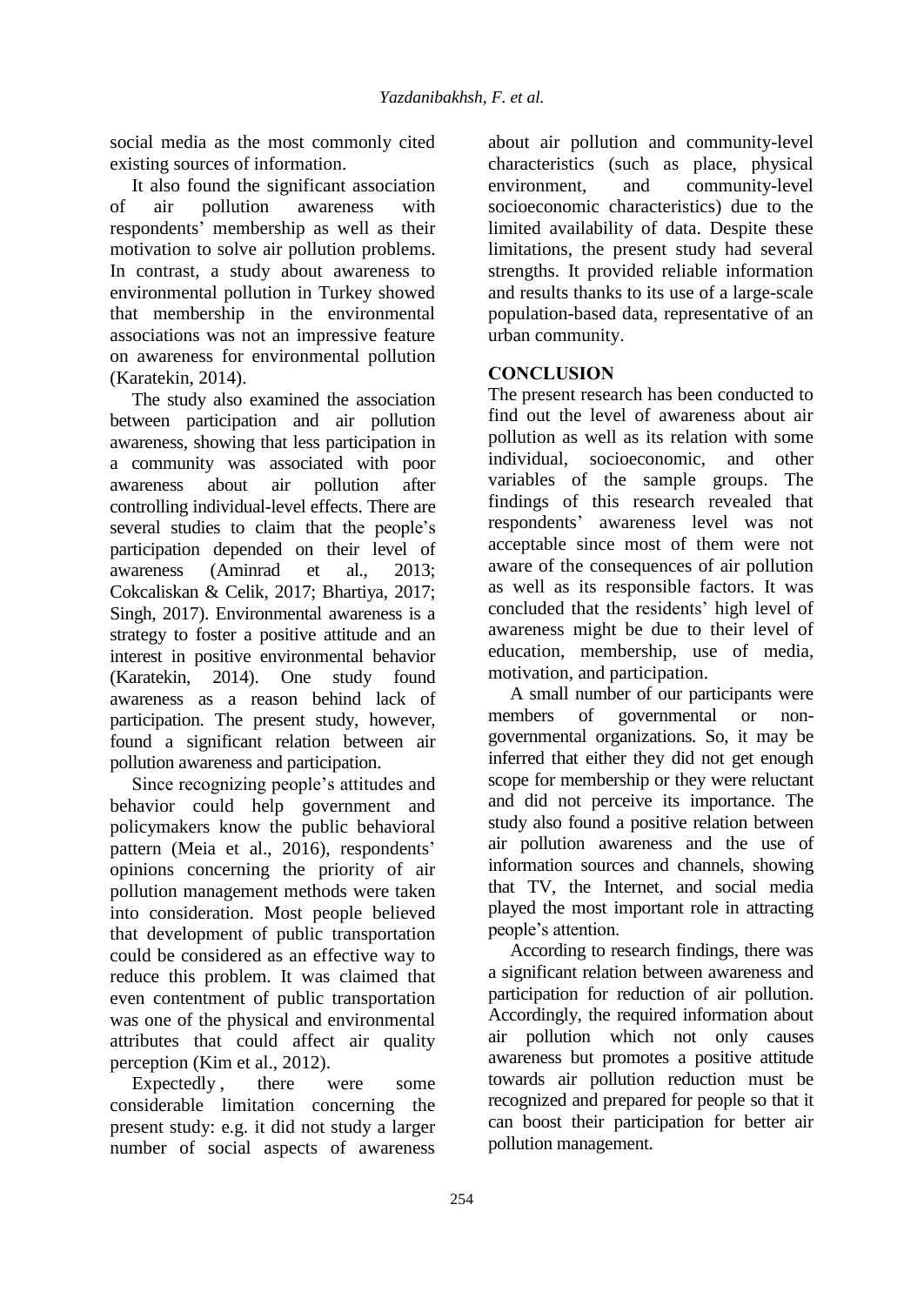social media as the most commonly cited existing sources of information.

It also found the significant association of air pollution awareness with respondents' membership as well as their motivation to solve air pollution problems. In contrast, a study about awareness to environmental pollution in Turkey showed that membership in the environmental associations was not an impressive feature on awareness for environmental pollution (Karatekin, 2014).

The study also examined the association between participation and air pollution awareness, showing that less participation in a community was associated with poor awareness about air pollution after controlling individual-level effects. There are several studies to claim that the people's participation depended on their level of awareness (Aminrad et al., 2013; Cokcaliskan & Celik, 2017; Bhartiya, 2017; Singh, 2017). Environmental awareness is a strategy to foster a positive attitude and an interest in positive environmental behavior (Karatekin, 2014). One study found awareness as a reason behind lack of participation. The present study, however, found a significant relation between air pollution awareness and participation.

Since recognizing people's attitudes and behavior could help government and policymakers know the public behavioral pattern (Meia et al., 2016), respondents' opinions concerning the priority of air pollution management methods were taken into consideration. Most people believed that development of public transportation could be considered as an effective way to reduce this problem. It was claimed that even contentment of public transportation was one of the physical and environmental attributes that could affect air quality perception (Kim et al., 2012).

Expectedly , there were some considerable limitation concerning the present study: e.g. it did not study a larger number of social aspects of awareness about air pollution and community-level characteristics (such as place, physical environment, and community-level socioeconomic characteristics) due to the limited availability of data. Despite these limitations, the present study had several strengths. It provided reliable information and results thanks to its use of a large-scale population-based data, representative of an urban community.

## CONCLUSION

The present research has been conducted to find out the level of awareness about air pollution as well as its relation with some individual, socioeconomic, and other variables of the sample groups. The findings of this research revealed that respondents' awareness level was not acceptable since most of them were not aware of the consequences of air pollution as well as its responsible factors. It was concluded that the residents' high level of awareness might be due to their level of education, membership, use of media, motivation, and participation.

A small number of our participants were members of governmental or non-governmental organizations. So, it may be inferred that either they did not get enough scope for membership or they were reluctant and did not perceive its importance. The study also found a positive relation between air pollution awareness and the use of information sources and channels, showing that TV, the Internet, and social media played the most important role in attracting people's attention.

According to research findings, there was a significant relation between awareness and participation for reduction of air pollution. Accordingly, the required information about air pollution which not only causes awareness but promotes a positive attitude towards air pollution reduction must be recognized and prepared for people so that it can boost their participation for better air pollution management.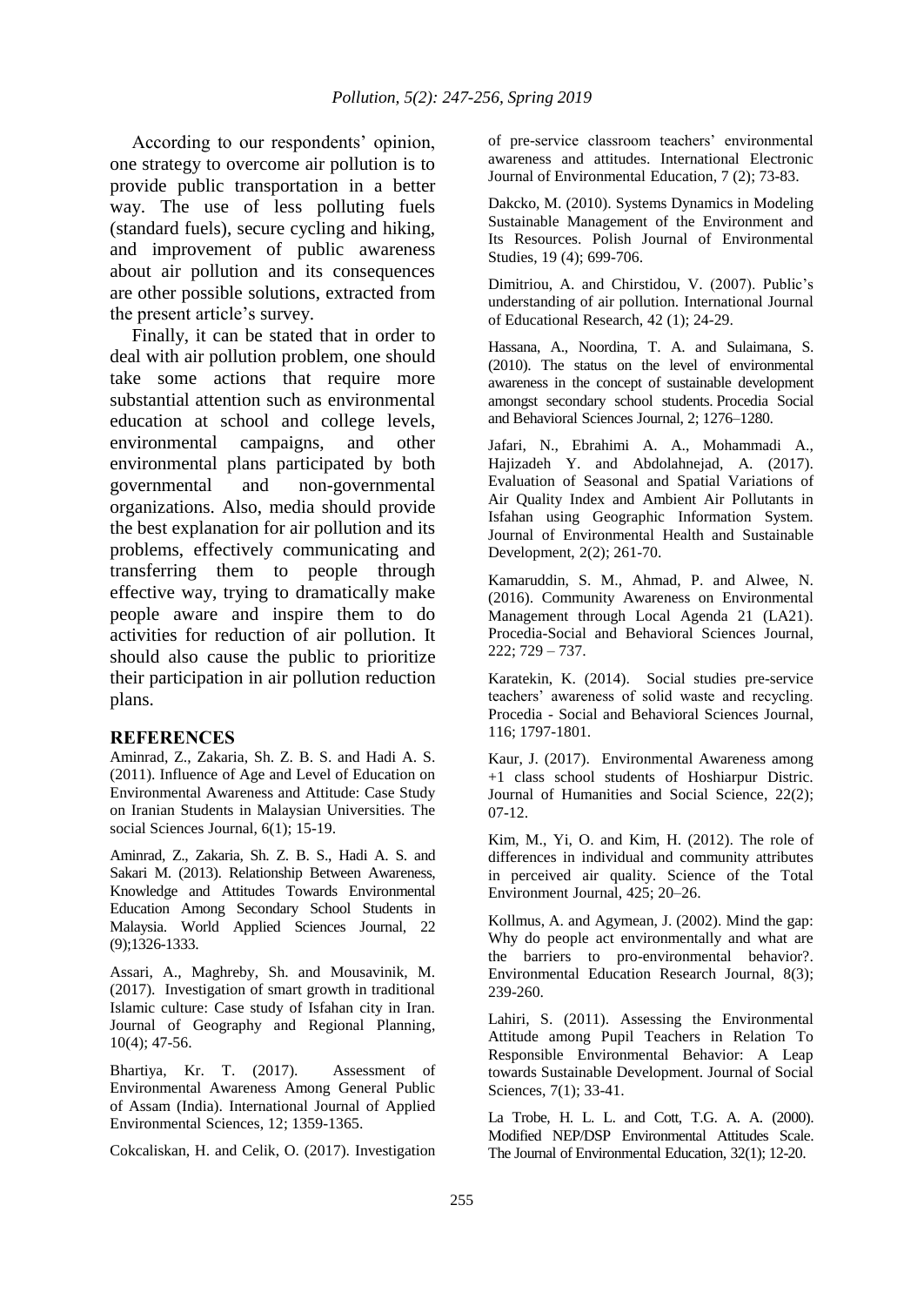According to our respondents' opinion, one strategy to overcome air pollution is to provide public transportation in a better way. The use of less polluting fuels (standard fuels), secure cycling and hiking, and improvement of public awareness about air pollution and its consequences are other possible solutions, extracted from the present article's survey.

Finally, it can be stated that in order to deal with air pollution problem, one should take some actions that require more substantial attention such as environmental education at school and college levels, environmental campaigns, and other environmental plans participated by both governmental and non-governmental organizations. Also, media should provide the best explanation for air pollution and its problems, effectively communicating and transferring them to people through effective way, trying to dramatically make people aware and inspire them to do activities for reduction of air pollution. It should also cause the public to prioritize their participation in air pollution reduction plans.

## REFERENCES

Aminrad, Z., Zakaria, Sh. Z. B. S. and Hadi A. S. (2011). Influence of Age and Level of Education on Environmental Awareness and Attitude: Case Study on Iranian Students in Malaysian Universities. The social Sciences Journal, 6(1); 15-19.

Aminrad, Z., Zakaria, Sh. Z. B. S., Hadi A. S. and Sakari M. (2013). Relationship Between Awareness, Knowledge and Attitudes Towards Environmental Education Among Secondary School Students in Malaysia. World Applied Sciences Journal, 22 (9);1326-1333.

Assari, A., Maghreby, Sh. and Mousavinik, M. (2017). Investigation of smart growth in traditional Islamic culture: Case study of Isfahan city in Iran. Journal of Geography and Regional Planning, 10(4); 47-56.

Bhartiya, Kr. T. (2017). Assessment of Environmental Awareness Among General Public of Assam (India). International Journal of Applied Environmental Sciences, 12; 1359-1365.

Cokcaliskan, H. and Celik, O. (2017). Investigation of pre-service classroom teachers' environmental awareness and attitudes. International Electronic Journal of Environmental Education, 7 (2); 73-83.

Dakcko, M. (2010). Systems Dynamics in Modeling Sustainable Management of the Environment and Its Resources. Polish Journal of Environmental Studies, 19 (4); 699-706.

Dimitriou, A. and Chirstidou, V. (2007). Public's understanding of air pollution. International Journal of Educational Research, 42 (1); 24-29.

Hassana, A., Noordina, T. A. and Sulaimana, S. (2010). The status on the level of environmental awareness in the concept of sustainable development amongst secondary school students. Procedia Social and Behavioral Sciences Journal, 2; 1276–1280.

Jafari, N., Ebrahimi A. A., Mohammadi A., Hajizadeh Y. and Abdolahnejad, A. (2017). Evaluation of Seasonal and Spatial Variations of Air Quality Index and Ambient Air Pollutants in Isfahan using Geographic Information System. Journal of Environmental Health and Sustainable Development, 2(2); 261-70.

Kamaruddin, S. M., Ahmad, P. and Alwee, N. (2016). Community Awareness on Environmental Management through Local Agenda 21 (LA21). Procedia-Social and Behavioral Sciences Journal, 222; 729 – 737.

Karatekin, K. (2014). Social studies pre-service teachers' awareness of solid waste and recycling. Procedia - Social and Behavioral Sciences Journal, 116; 1797-1801.

Kaur, J. (2017). Environmental Awareness among +1 class school students of Hoshiarpur Distric. Journal of Humanities and Social Science, 22(2); 07-12.

Kim, M., Yi, O. and Kim, H. (2012). The role of differences in individual and community attributes in perceived air quality. Science of the Total Environment Journal, 425; 20–26.

Kollmus, A. and Agymean, J. (2002). Mind the gap: Why do people act environmentally and what are the barriers to pro-environmental behavior?. Environmental Education Research Journal, 8(3); 239-260.

Lahiri, S. (2011). Assessing the Environmental Attitude among Pupil Teachers in Relation To Responsible Environmental Behavior: A Leap towards Sustainable Development. Journal of Social Sciences, 7(1); 33-41.

La Trobe, H. L. L. and Cott, T.G. A. A. (2000). Modified NEP/DSP Environmental Attitudes Scale. The Journal of Environmental Education, 32(1); 12-20.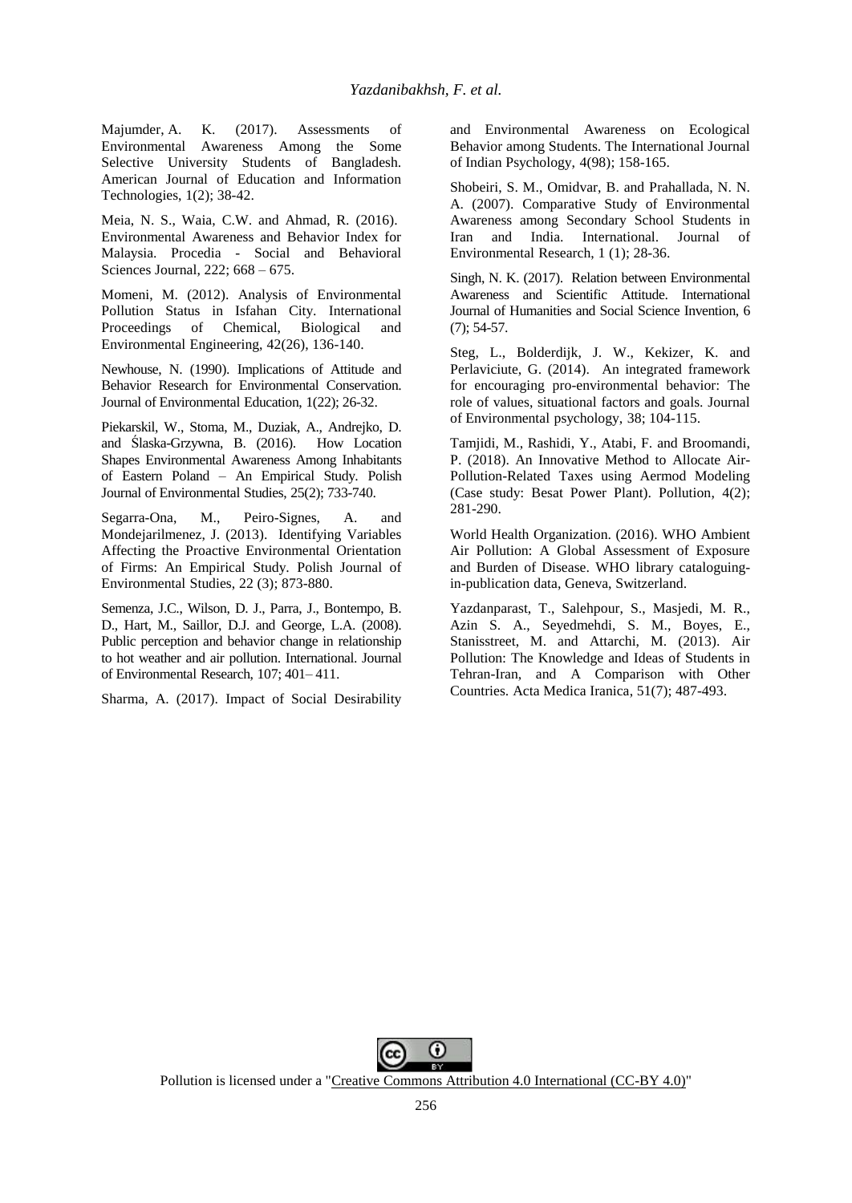Majumder, A. K. (2017). Assessments of Environmental Awareness Among the Some Selective University Students of Bangladesh. American Journal of Education and Information Technologies, 1(2); 38-42.

Meia, N. S., Waia, C.W. and Ahmad, R. (2016). Environmental Awareness and Behavior Index for Malaysia. Procedia - Social and Behavioral Sciences Journal, 222; 668 – 675.

Momeni, M. (2012). Analysis of Environmental Pollution Status in Isfahan City. International Proceedings of Chemical, Biological and Environmental Engineering, 42(26), 136-140.

Newhouse, N. (1990). Implications of Attitude and Behavior Research for Environmental Conservation. Journal of Environmental Education, 1(22); 26-32.

Piekarskil, W., Stoma, M., Duziak, A., Andrejko, D. and Ślaska-Grzywna, B. (2016). How Location Shapes Environmental Awareness Among Inhabitants of Eastern Poland – An Empirical Study. Polish Journal of Environmental Studies, 25(2); 733-740.

Segarra-Ona, M., Peiro-Signes, A. and Mondejarilmenez, J. (2013). Identifying Variables Affecting the Proactive Environmental Orientation of Firms: An Empirical Study. Polish Journal of Environmental Studies, 22 (3); 873-880.

Semenza, J.C., Wilson, D. J., Parra, J., Bontempo, B. D., Hart, M., Saillor, D.J. and George, L.A. (2008). Public perception and behavior change in relationship to hot weather and air pollution. International. Journal of Environmental Research, 107; 401– 411.

Sharma, A. (2017). Impact of Social Desirability and Environmental Awareness on Ecological Behavior among Students. The International Journal of Indian Psychology, 4(98); 158-165.

Shobeiri, S. M., Omidvar, B. and Prahallada, N. N. A. (2007). Comparative Study of Environmental Awareness among Secondary School Students in Iran and India. International. Journal of Environmental Research, 1 (1); 28-36.

Singh, N. K. (2017). Relation between Environmental Awareness and Scientific Attitude. International Journal of Humanities and Social Science Invention, 6 (7); 54-57.

Steg, L., Bolderdijk, J. W., Kekizer, K. and Perlaviciute, G. (2014). An integrated framework for encouraging pro-environmental behavior: The role of values, situational factors and goals. Journal of Environmental psychology, 38; 104-115.

Tamjidi, M., Rashidi, Y., Atabi, F. and Broomandi, P. (2018). An Innovative Method to Allocate Air-Pollution-Related Taxes using Aermod Modeling (Case study: Besat Power Plant). Pollution, 4(2); 281-290.

World Health Organization. (2016). WHO Ambient Air Pollution: A Global Assessment of Exposure and Burden of Disease. WHO library cataloguing-in-publication data, Geneva, Switzerland.

Yazdanparast, T., Salehpour, S., Masjedi, M. R., Azin S. A., Seyedmehdi, S. M., Boyes, E., Stanisstreet, M. and Attarchi, M. (2013). Air Pollution: The Knowledge and Ideas of Students in Tehran-Iran, and A Comparison with Other Countries. Acta Medica Iranica, 51(7); 487-493.

Pollution is licensed under a "Creative Commons Attribution 4.0 International (CC-BY 4.0)"